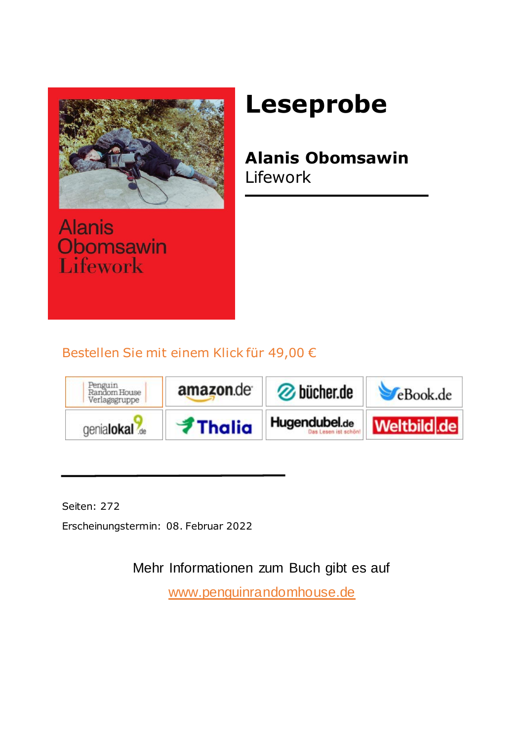Alanis
Obomsawin
Lifework

# Leseprobe

**Alanis Obomsawin**
Lifework

Bestellen Sie mit einem Klick für 49,00 €

| Penguin Random House Verlagsgruppe | amazon.de | bücher.de | eBook.de |
|---|---|---|---|
| genialokal.de | Thalia | Hugendubel.de Das Lesen ist schön! | Weltbild.de |

Seiten: 272

Erscheinungstermin: 08. Februar 2022

Mehr Informationen zum Buch gibt es auf

www.penguinrandomhouse.de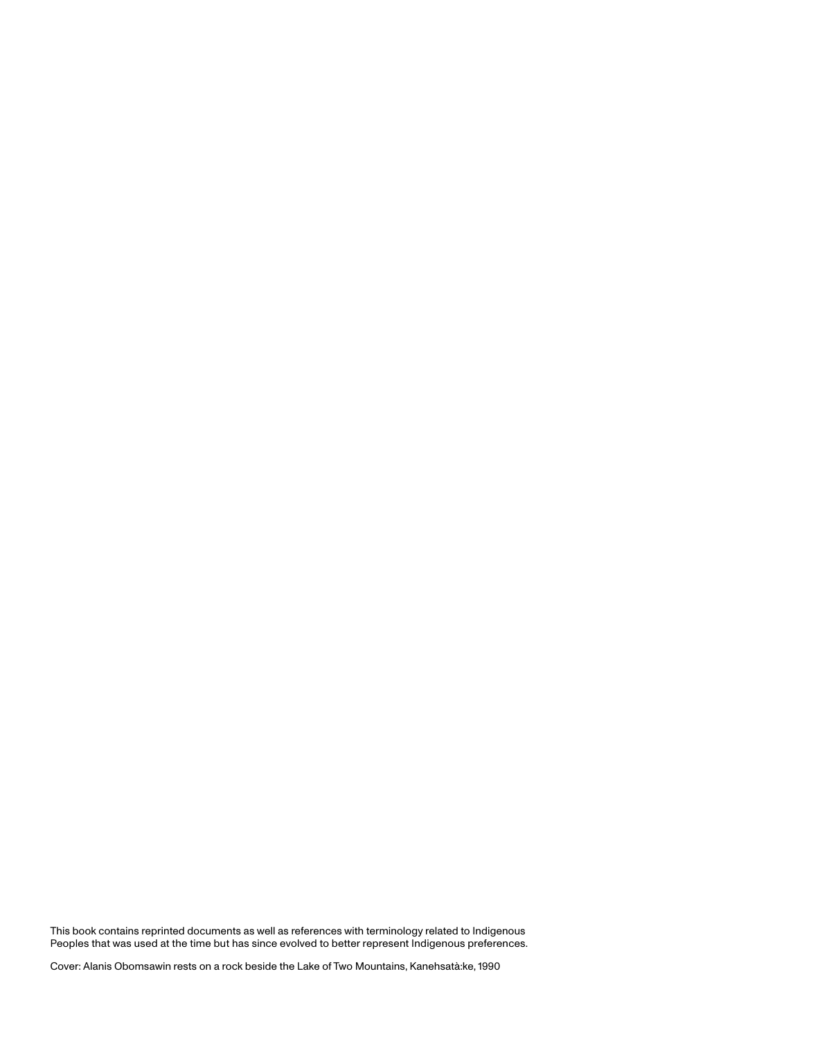This book contains reprinted documents as well as references with terminology related to Indigenous Peoples that was used at the time but has since evolved to better represent Indigenous preferences.

Cover: Alanis Obomsawin rests on a rock beside the Lake of Two Mountains, Kanehsatà:ke, 1990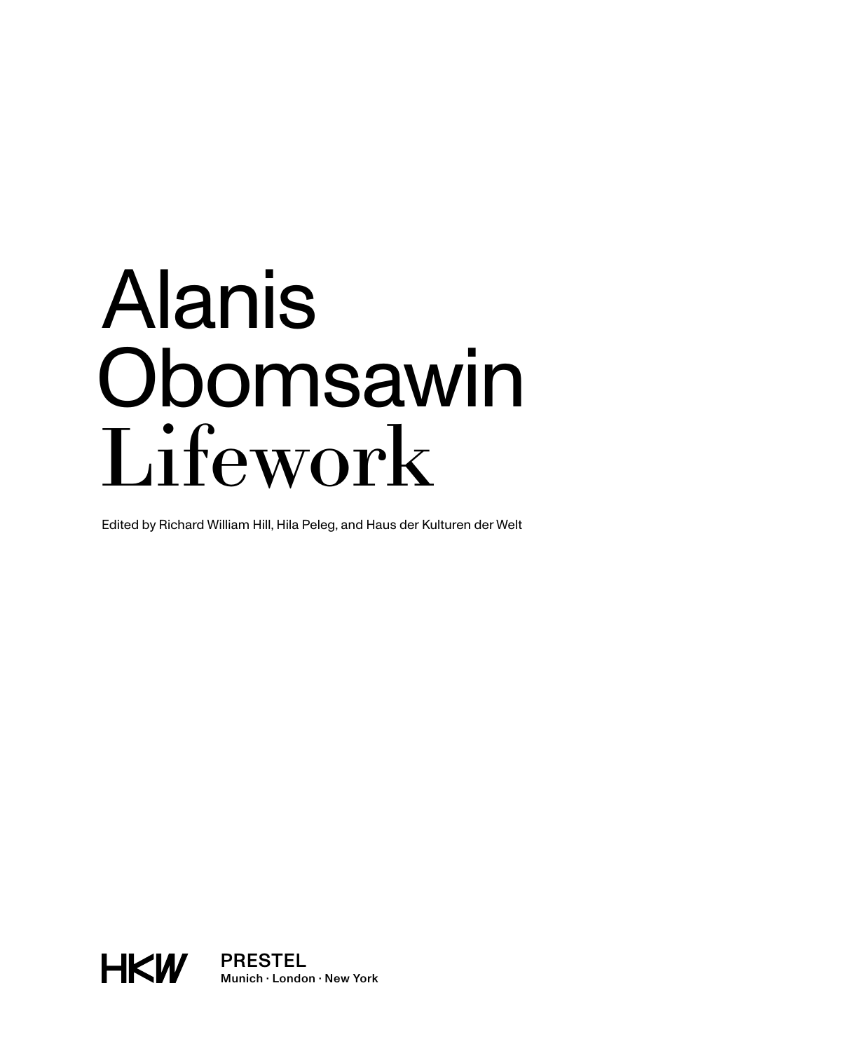# Alanis Obomsawin Lifework

Edited by Richard William Hill, Hila Peleg, and Haus der Kulturen der Welt

HKW

PRESTEL
Munich · London · New York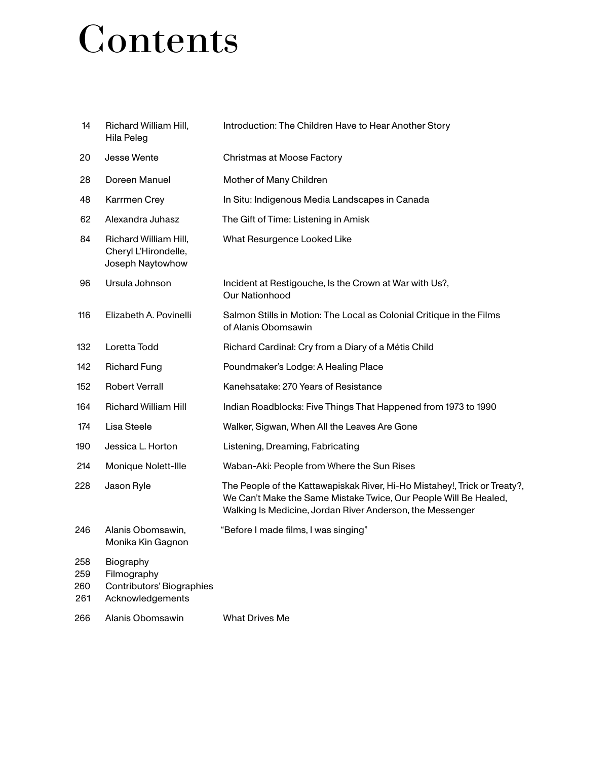# Contents

| | | |
|---|---|---|
| 14 | Richard William Hill, Hila Peleg | Introduction: The Children Have to Hear Another Story |
| 20 | Jesse Wente | Christmas at Moose Factory |
| 28 | Doreen Manuel | Mother of Many Children |
| 48 | Karrmen Crey | In Situ: Indigenous Media Landscapes in Canada |
| 62 | Alexandra Juhasz | The Gift of Time: Listening in Amisk |
| 84 | Richard William Hill, Cheryl L'Hirondelle, Joseph Naytowhow | What Resurgence Looked Like |
| 96 | Ursula Johnson | Incident at Restigouche, Is the Crown at War with Us?, Our Nationhood |
| 116 | Elizabeth A. Povinelli | Salmon Stills in Motion: The Local as Colonial Critique in the Films of Alanis Obomsawin |
| 132 | Loretta Todd | Richard Cardinal: Cry from a Diary of a Métis Child |
| 142 | Richard Fung | Poundmaker's Lodge: A Healing Place |
| 152 | Robert Verrall | Kanehsatake: 270 Years of Resistance |
| 164 | Richard William Hill | Indian Roadblocks: Five Things That Happened from 1973 to 1990 |
| 174 | Lisa Steele | Walker, Sigwan, When All the Leaves Are Gone |
| 190 | Jessica L. Horton | Listening, Dreaming, Fabricating |
| 214 | Monique Nolett-Ille | Waban-Aki: People from Where the Sun Rises |
| 228 | Jason Ryle | The People of the Kattawapiskak River, Hi-Ho Mistahey!, Trick or Treaty?, We Can't Make the Same Mistake Twice, Our People Will Be Healed, Walking Is Medicine, Jordan River Anderson, the Messenger |
| 246 | Alanis Obomsawin, Monika Kin Gagnon | "Before I made films, I was singing" |
| 258 | Biography | |
| 259 | Filmography | |
| 260 | Contributors' Biographies | |
| 261 | Acknowledgements | |
| 266 | Alanis Obomsawin | What Drives Me |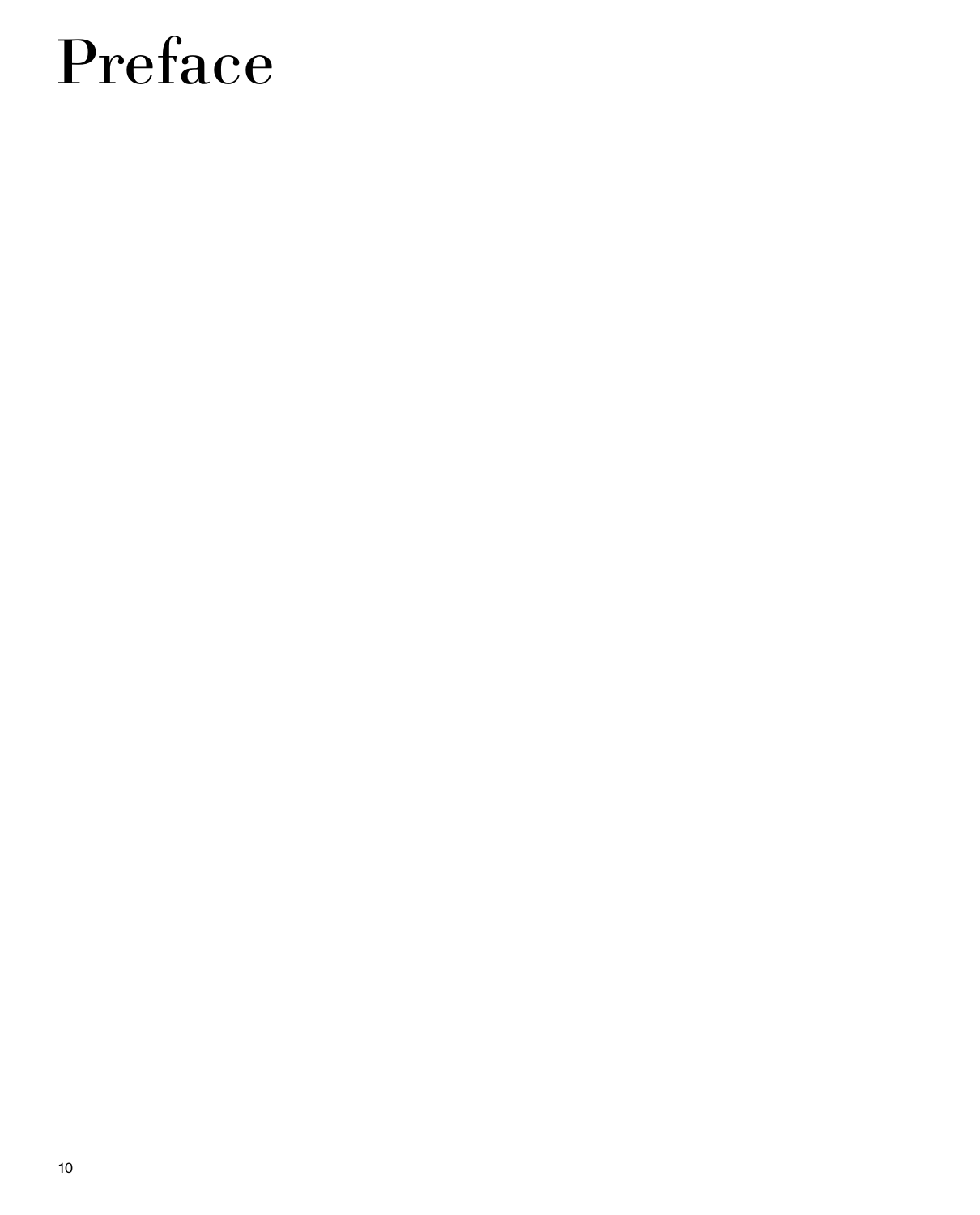# Preface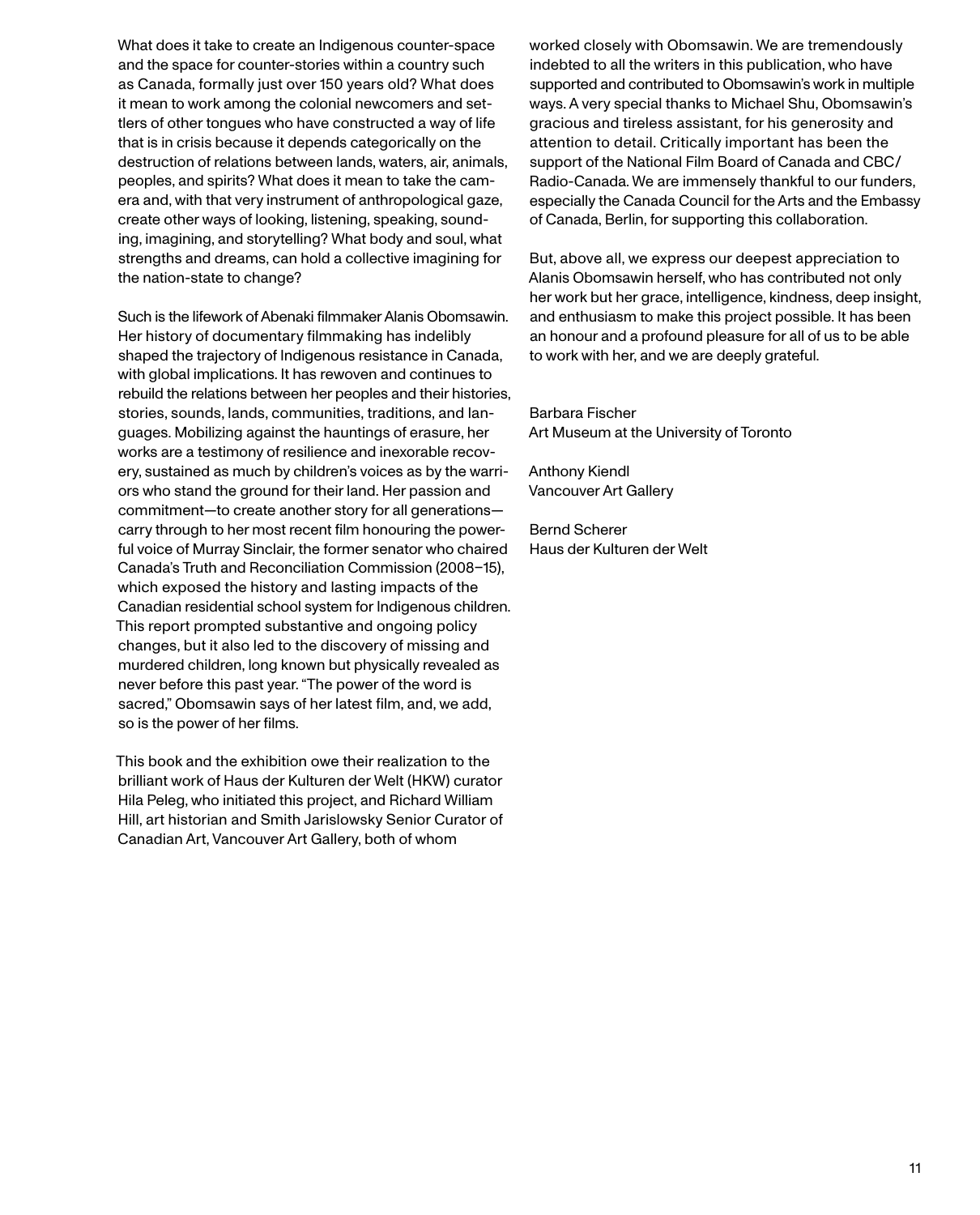What does it take to create an Indigenous counter-space and the space for counter-stories within a country such as Canada, formally just over 150 years old? What does it mean to work among the colonial newcomers and settlers of other tongues who have constructed a way of life that is in crisis because it depends categorically on the destruction of relations between lands, waters, air, animals, peoples, and spirits? What does it mean to take the camera and, with that very instrument of anthropological gaze, create other ways of looking, listening, speaking, sounding, imagining, and storytelling? What body and soul, what strengths and dreams, can hold a collective imagining for the nation-state to change?

Such is the lifework of Abenaki filmmaker Alanis Obomsawin. Her history of documentary filmmaking has indelibly shaped the trajectory of Indigenous resistance in Canada, with global implications. It has rewoven and continues to rebuild the relations between her peoples and their histories, stories, sounds, lands, communities, traditions, and languages. Mobilizing against the hauntings of erasure, her works are a testimony of resilience and inexorable recovery, sustained as much by children's voices as by the warriors who stand the ground for their land. Her passion and commitment—to create another story for all generations—carry through to her most recent film honouring the powerful voice of Murray Sinclair, the former senator who chaired Canada's Truth and Reconciliation Commission (2008–15), which exposed the history and lasting impacts of the Canadian residential school system for Indigenous children. This report prompted substantive and ongoing policy changes, but it also led to the discovery of missing and murdered children, long known but physically revealed as never before this past year. "The power of the word is sacred," Obomsawin says of her latest film, and, we add, so is the power of her films.

This book and the exhibition owe their realization to the brilliant work of Haus der Kulturen der Welt (HKW) curator Hila Peleg, who initiated this project, and Richard William Hill, art historian and Smith Jarislowsky Senior Curator of Canadian Art, Vancouver Art Gallery, both of whom worked closely with Obomsawin. We are tremendously indebted to all the writers in this publication, who have supported and contributed to Obomsawin's work in multiple ways. A very special thanks to Michael Shu, Obomsawin's gracious and tireless assistant, for his generosity and attention to detail. Critically important has been the support of the National Film Board of Canada and CBC/Radio-Canada. We are immensely thankful to our funders, especially the Canada Council for the Arts and the Embassy of Canada, Berlin, for supporting this collaboration.

But, above all, we express our deepest appreciation to Alanis Obomsawin herself, who has contributed not only her work but her grace, intelligence, kindness, deep insight, and enthusiasm to make this project possible. It has been an honour and a profound pleasure for all of us to be able to work with her, and we are deeply grateful.

Barbara Fischer  
Art Museum at the University of Toronto

Anthony Kiendl  
Vancouver Art Gallery

Bernd Scherer  
Haus der Kulturen der Welt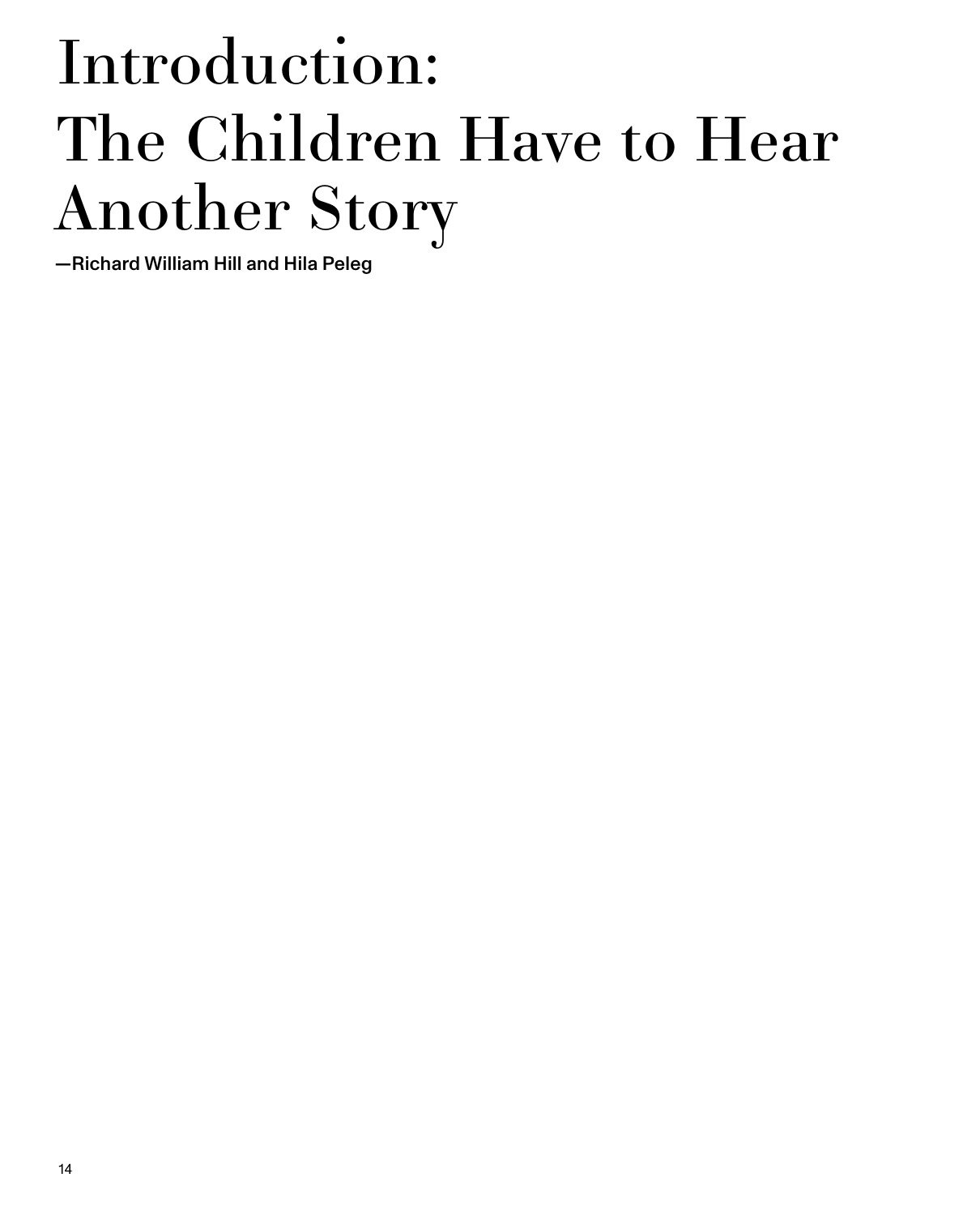# Introduction: The Children Have to Hear Another Story

**—Richard William Hill and Hila Peleg**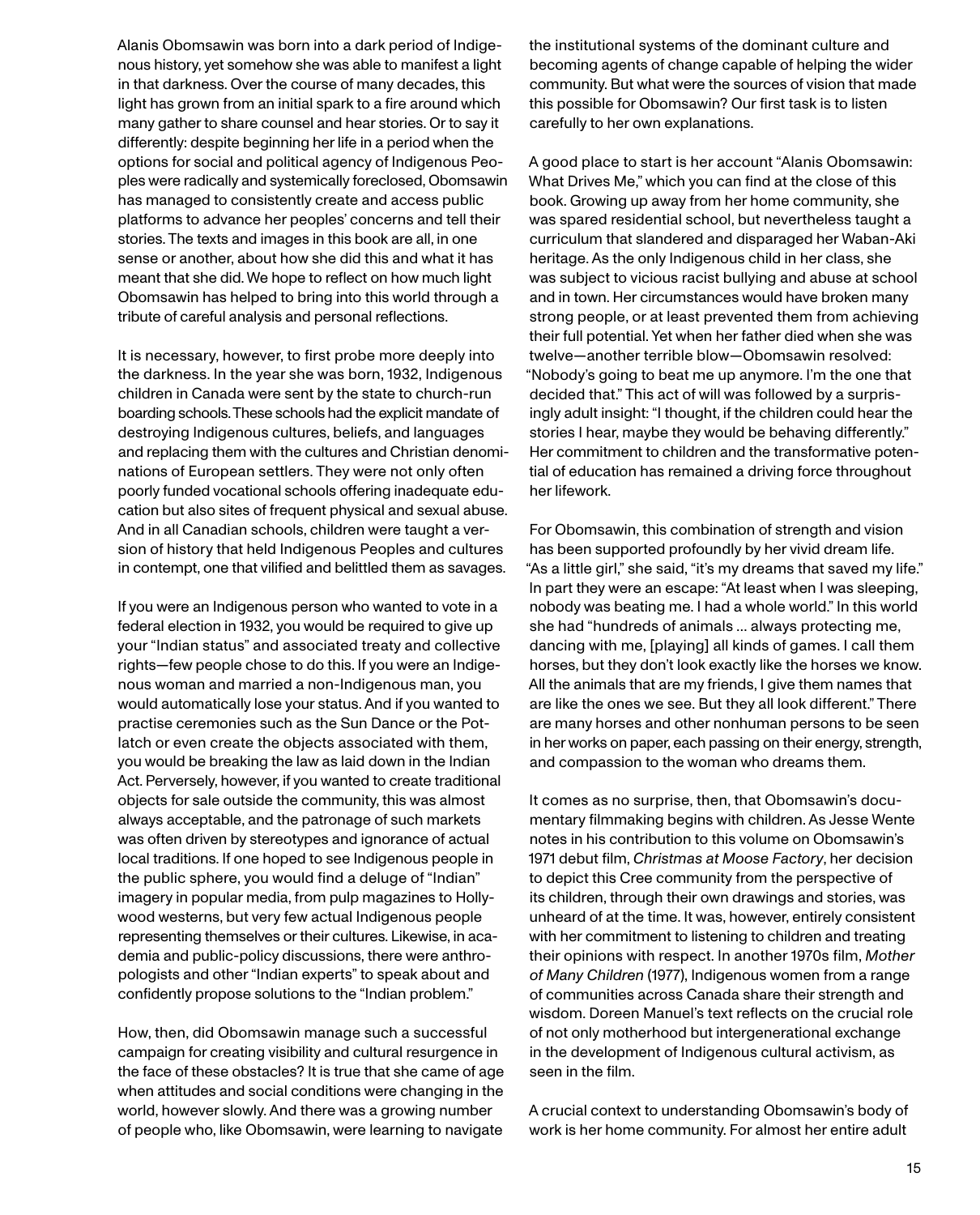Alanis Obomsawin was born into a dark period of Indigenous history, yet somehow she was able to manifest a light in that darkness. Over the course of many decades, this light has grown from an initial spark to a fire around which many gather to share counsel and hear stories. Or to say it differently: despite beginning her life in a period when the options for social and political agency of Indigenous Peoples were radically and systemically foreclosed, Obomsawin has managed to consistently create and access public platforms to advance her peoples' concerns and tell their stories. The texts and images in this book are all, in one sense or another, about how she did this and what it has meant that she did. We hope to reflect on how much light Obomsawin has helped to bring into this world through a tribute of careful analysis and personal reflections.

It is necessary, however, to first probe more deeply into the darkness. In the year she was born, 1932, Indigenous children in Canada were sent by the state to church-run boarding schools. These schools had the explicit mandate of destroying Indigenous cultures, beliefs, and languages and replacing them with the cultures and Christian denominations of European settlers. They were not only often poorly funded vocational schools offering inadequate education but also sites of frequent physical and sexual abuse. And in all Canadian schools, children were taught a version of history that held Indigenous Peoples and cultures in contempt, one that vilified and belittled them as savages.

If you were an Indigenous person who wanted to vote in a federal election in 1932, you would be required to give up your "Indian status" and associated treaty and collective rights—few people chose to do this. If you were an Indigenous woman and married a non-Indigenous man, you would automatically lose your status. And if you wanted to practise ceremonies such as the Sun Dance or the Potlatch or even create the objects associated with them, you would be breaking the law as laid down in the Indian Act. Perversely, however, if you wanted to create traditional objects for sale outside the community, this was almost always acceptable, and the patronage of such markets was often driven by stereotypes and ignorance of actual local traditions. If one hoped to see Indigenous people in the public sphere, you would find a deluge of "Indian" imagery in popular media, from pulp magazines to Hollywood westerns, but very few actual Indigenous people representing themselves or their cultures. Likewise, in academia and public-policy discussions, there were anthropologists and other "Indian experts" to speak about and confidently propose solutions to the "Indian problem."

How, then, did Obomsawin manage such a successful campaign for creating visibility and cultural resurgence in the face of these obstacles? It is true that she came of age when attitudes and social conditions were changing in the world, however slowly. And there was a growing number of people who, like Obomsawin, were learning to navigate the institutional systems of the dominant culture and becoming agents of change capable of helping the wider community. But what were the sources of vision that made this possible for Obomsawin? Our first task is to listen carefully to her own explanations.

A good place to start is her account "Alanis Obomsawin: What Drives Me," which you can find at the close of this book. Growing up away from her home community, she was spared residential school, but nevertheless taught a curriculum that slandered and disparaged her Waban-Aki heritage. As the only Indigenous child in her class, she was subject to vicious racist bullying and abuse at school and in town. Her circumstances would have broken many strong people, or at least prevented them from achieving their full potential. Yet when her father died when she was twelve—another terrible blow—Obomsawin resolved: "Nobody's going to beat me up anymore. I'm the one that decided that." This act of will was followed by a surprisingly adult insight: "I thought, if the children could hear the stories I hear, maybe they would be behaving differently." Her commitment to children and the transformative potential of education has remained a driving force throughout her lifework.

For Obomsawin, this combination of strength and vision has been supported profoundly by her vivid dream life. "As a little girl," she said, "it's my dreams that saved my life." In part they were an escape: "At least when I was sleeping, nobody was beating me. I had a whole world." In this world she had "hundreds of animals ... always protecting me, dancing with me, [playing] all kinds of games. I call them horses, but they don't look exactly like the horses we know. All the animals that are my friends, I give them names that are like the ones we see. But they all look different." There are many horses and other nonhuman persons to be seen in her works on paper, each passing on their energy, strength, and compassion to the woman who dreams them.

It comes as no surprise, then, that Obomsawin's documentary filmmaking begins with children. As Jesse Wente notes in his contribution to this volume on Obomsawin's 1971 debut film, *Christmas at Moose Factory*, her decision to depict this Cree community from the perspective of its children, through their own drawings and stories, was unheard of at the time. It was, however, entirely consistent with her commitment to listening to children and treating their opinions with respect. In another 1970s film, *Mother of Many Children* (1977), Indigenous women from a range of communities across Canada share their strength and wisdom. Doreen Manuel's text reflects on the crucial role of not only motherhood but intergenerational exchange in the development of Indigenous cultural activism, as seen in the film.

A crucial context to understanding Obomsawin's body of work is her home community. For almost her entire adult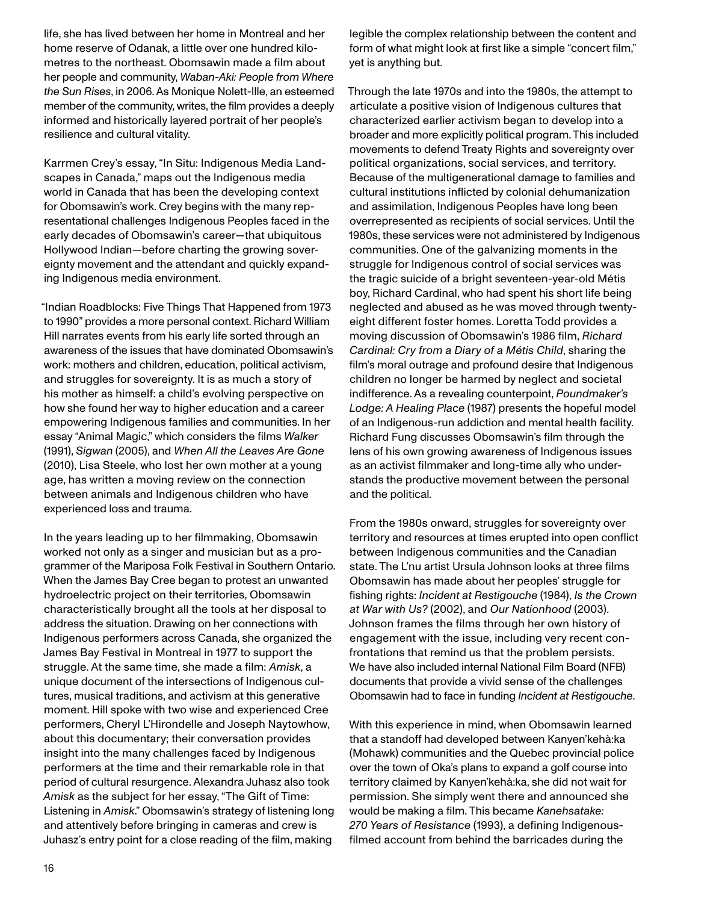life, she has lived between her home in Montreal and her home reserve of Odanak, a little over one hundred kilometres to the northeast. Obomsawin made a film about her people and community, *Waban-Aki: People from Where the Sun Rises*, in 2006. As Monique Nolett-Ille, an esteemed member of the community, writes, the film provides a deeply informed and historically layered portrait of her people's resilience and cultural vitality.

Karrmen Crey's essay, "In Situ: Indigenous Media Landscapes in Canada," maps out the Indigenous media world in Canada that has been the developing context for Obomsawin's work. Crey begins with the many representational challenges Indigenous Peoples faced in the early decades of Obomsawin's career—that ubiquitous Hollywood Indian—before charting the growing sovereignty movement and the attendant and quickly expanding Indigenous media environment.

"Indian Roadblocks: Five Things That Happened from 1973 to 1990" provides a more personal context. Richard William Hill narrates events from his early life sorted through an awareness of the issues that have dominated Obomsawin's work: mothers and children, education, political activism, and struggles for sovereignty. It is as much a story of his mother as himself: a child's evolving perspective on how she found her way to higher education and a career empowering Indigenous families and communities. In her essay "Animal Magic," which considers the films *Walker* (1991), *Sigwan* (2005), and *When All the Leaves Are Gone* (2010), Lisa Steele, who lost her own mother at a young age, has written a moving review on the connection between animals and Indigenous children who have experienced loss and trauma.

In the years leading up to her filmmaking, Obomsawin worked not only as a singer and musician but as a programmer of the Mariposa Folk Festival in Southern Ontario. When the James Bay Cree began to protest an unwanted hydroelectric project on their territories, Obomsawin characteristically brought all the tools at her disposal to address the situation. Drawing on her connections with Indigenous performers across Canada, she organized the James Bay Festival in Montreal in 1977 to support the struggle. At the same time, she made a film: *Amisk*, a unique document of the intersections of Indigenous cultures, musical traditions, and activism at this generative moment. Hill spoke with two wise and experienced Cree performers, Cheryl L'Hirondelle and Joseph Naytowhow, about this documentary; their conversation provides insight into the many challenges faced by Indigenous performers at the time and their remarkable role in that period of cultural resurgence. Alexandra Juhasz also took *Amisk* as the subject for her essay, "The Gift of Time: Listening in *Amisk*." Obomsawin's strategy of listening long and attentively before bringing in cameras and crew is Juhasz's entry point for a close reading of the film, making legible the complex relationship between the content and form of what might look at first like a simple "concert film," yet is anything but.

Through the late 1970s and into the 1980s, the attempt to articulate a positive vision of Indigenous cultures that characterized earlier activism began to develop into a broader and more explicitly political program. This included movements to defend Treaty Rights and sovereignty over political organizations, social services, and territory. Because of the multigenerational damage to families and cultural institutions inflicted by colonial dehumanization and assimilation, Indigenous Peoples have long been overrepresented as recipients of social services. Until the 1980s, these services were not administered by Indigenous communities. One of the galvanizing moments in the struggle for Indigenous control of social services was the tragic suicide of a bright seventeen-year-old Métis boy, Richard Cardinal, who had spent his short life being neglected and abused as he was moved through twenty-eight different foster homes. Loretta Todd provides a moving discussion of Obomsawin's 1986 film, *Richard Cardinal: Cry from a Diary of a Métis Child*, sharing the film's moral outrage and profound desire that Indigenous children no longer be harmed by neglect and societal indifference. As a revealing counterpoint, *Poundmaker's Lodge: A Healing Place* (1987) presents the hopeful model of an Indigenous-run addiction and mental health facility. Richard Fung discusses Obomsawin's film through the lens of his own growing awareness of Indigenous issues as an activist filmmaker and long-time ally who understands the productive movement between the personal and the political.

From the 1980s onward, struggles for sovereignty over territory and resources at times erupted into open conflict between Indigenous communities and the Canadian state. The L'nu artist Ursula Johnson looks at three films Obomsawin has made about her peoples' struggle for fishing rights: *Incident at Restigouche* (1984), *Is the Crown at War with Us?* (2002), and *Our Nationhood* (2003). Johnson frames the films through her own history of engagement with the issue, including very recent confrontations that remind us that the problem persists. We have also included internal National Film Board (NFB) documents that provide a vivid sense of the challenges Obomsawin had to face in funding *Incident at Restigouche*.

With this experience in mind, when Obomsawin learned that a standoff had developed between Kanyen'kehà:ka (Mohawk) communities and the Quebec provincial police over the town of Oka's plans to expand a golf course into territory claimed by Kanyen'kehà:ka, she did not wait for permission. She simply went there and announced she would be making a film. This became *Kanehsatake: 270 Years of Resistance* (1993), a defining Indigenous-filmed account from behind the barricades during the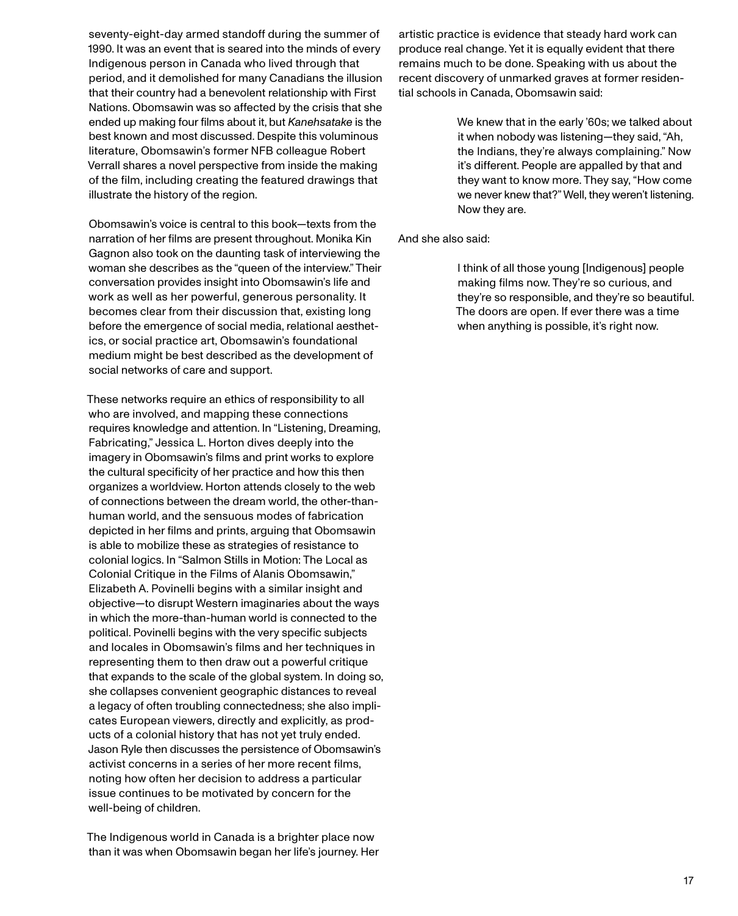seventy-eight-day armed standoff during the summer of 1990. It was an event that is seared into the minds of every Indigenous person in Canada who lived through that period, and it demolished for many Canadians the illusion that their country had a benevolent relationship with First Nations. Obomsawin was so affected by the crisis that she ended up making four films about it, but *Kanehsatake* is the best known and most discussed. Despite this voluminous literature, Obomsawin's former NFB colleague Robert Verrall shares a novel perspective from inside the making of the film, including creating the featured drawings that illustrate the history of the region.

Obomsawin's voice is central to this book—texts from the narration of her films are present throughout. Monika Kin Gagnon also took on the daunting task of interviewing the woman she describes as the "queen of the interview." Their conversation provides insight into Obomsawin's life and work as well as her powerful, generous personality. It becomes clear from their discussion that, existing long before the emergence of social media, relational aesthetics, or social practice art, Obomsawin's foundational medium might be best described as the development of social networks of care and support.

These networks require an ethics of responsibility to all who are involved, and mapping these connections requires knowledge and attention. In "Listening, Dreaming, Fabricating," Jessica L. Horton dives deeply into the imagery in Obomsawin's films and print works to explore the cultural specificity of her practice and how this then organizes a worldview. Horton attends closely to the web of connections between the dream world, the other-than-human world, and the sensuous modes of fabrication depicted in her films and prints, arguing that Obomsawin is able to mobilize these as strategies of resistance to colonial logics. In "Salmon Stills in Motion: The Local as Colonial Critique in the Films of Alanis Obomsawin," Elizabeth A. Povinelli begins with a similar insight and objective—to disrupt Western imaginaries about the ways in which the more-than-human world is connected to the political. Povinelli begins with the very specific subjects and locales in Obomsawin's films and her techniques in representing them to then draw out a powerful critique that expands to the scale of the global system. In doing so, she collapses convenient geographic distances to reveal a legacy of often troubling connectedness; she also implicates European viewers, directly and explicitly, as products of a colonial history that has not yet truly ended. Jason Ryle then discusses the persistence of Obomsawin's activist concerns in a series of her more recent films, noting how often her decision to address a particular issue continues to be motivated by concern for the well-being of children.

The Indigenous world in Canada is a brighter place now than it was when Obomsawin began her life's journey. Her artistic practice is evidence that steady hard work can produce real change. Yet it is equally evident that there remains much to be done. Speaking with us about the recent discovery of unmarked graves at former residential schools in Canada, Obomsawin said:

> We knew that in the early '60s; we talked about it when nobody was listening—they said, "Ah, the Indians, they're always complaining." Now it's different. People are appalled by that and they want to know more. They say, "How come we never knew that?" Well, they weren't listening. Now they are.

And she also said:

> I think of all those young [Indigenous] people making films now. They're so curious, and they're so responsible, and they're so beautiful. The doors are open. If ever there was a time when anything is possible, it's right now.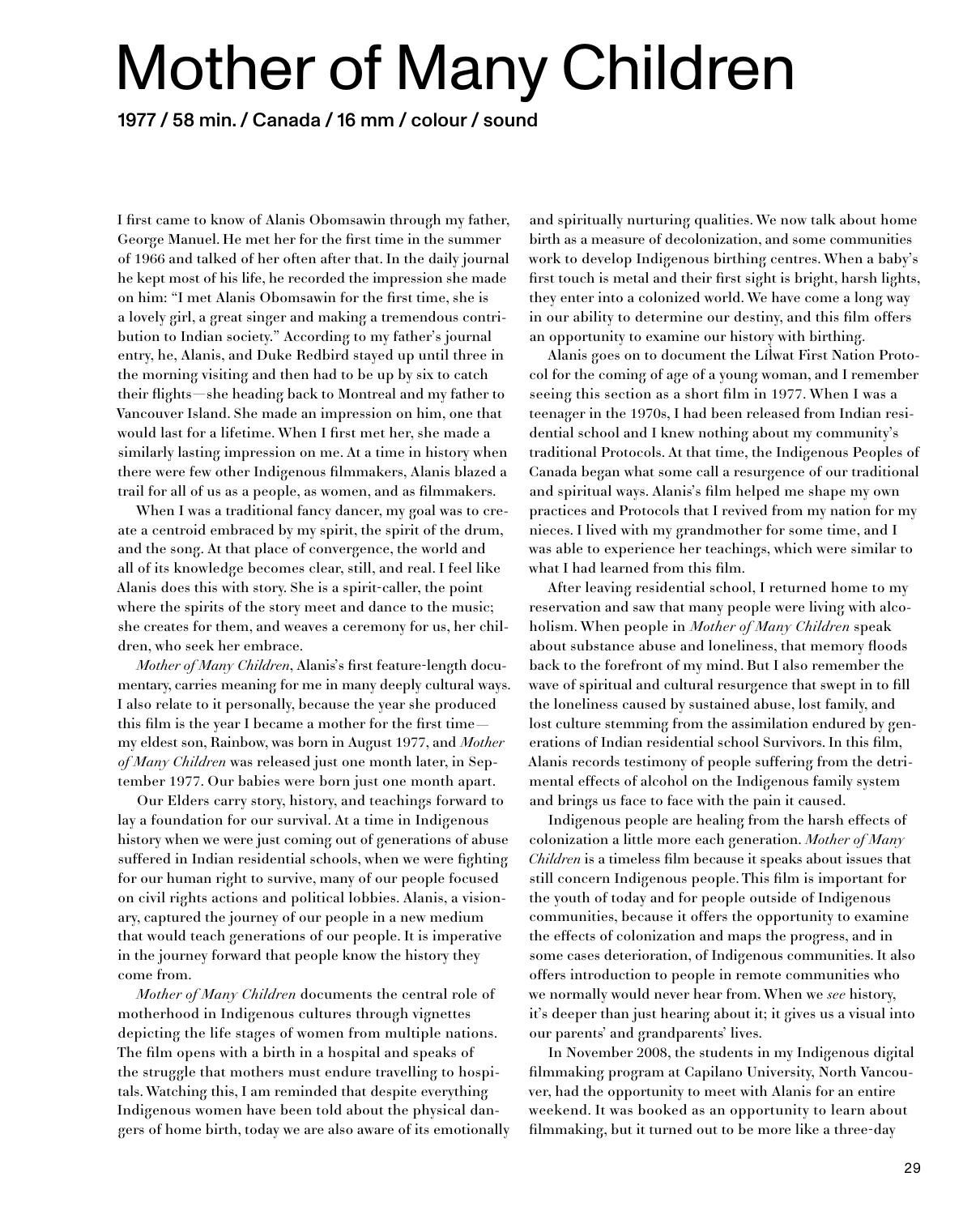# Mother of Many Children

**1977 / 58 min. / Canada / 16 mm / colour / sound**

I first came to know of Alanis Obomsawin through my father, George Manuel. He met her for the first time in the summer of 1966 and talked of her often after that. In the daily journal he kept most of his life, he recorded the impression she made on him: "I met Alanis Obomsawin for the first time, she is a lovely girl, a great singer and making a tremendous contribution to Indian society." According to my father's journal entry, he, Alanis, and Duke Redbird stayed up until three in the morning visiting and then had to be up by six to catch their flights—she heading back to Montreal and my father to Vancouver Island. She made an impression on him, one that would last for a lifetime. When I first met her, she made a similarly lasting impression on me. At a time in history when there were few other Indigenous filmmakers, Alanis blazed a trail for all of us as a people, as women, and as filmmakers.

When I was a traditional fancy dancer, my goal was to create a centroid embraced by my spirit, the spirit of the drum, and the song. At that place of convergence, the world and all of its knowledge becomes clear, still, and real. I feel like Alanis does this with story. She is a spirit-caller, the point where the spirits of the story meet and dance to the music; she creates for them, and weaves a ceremony for us, her children, who seek her embrace.

*Mother of Many Children*, Alanis's first feature-length documentary, carries meaning for me in many deeply cultural ways. I also relate to it personally, because the year she produced this film is the year I became a mother for the first time—my eldest son, Rainbow, was born in August 1977, and *Mother of Many Children* was released just one month later, in September 1977. Our babies were born just one month apart.

Our Elders carry story, history, and teachings forward to lay a foundation for our survival. At a time in Indigenous history when we were just coming out of generations of abuse suffered in Indian residential schools, when we were fighting for our human right to survive, many of our people focused on civil rights actions and political lobbies. Alanis, a visionary, captured the journey of our people in a new medium that would teach generations of our people. It is imperative in the journey forward that people know the history they come from.

*Mother of Many Children* documents the central role of motherhood in Indigenous cultures through vignettes depicting the life stages of women from multiple nations. The film opens with a birth in a hospital and speaks of the struggle that mothers must endure travelling to hospitals. Watching this, I am reminded that despite everything Indigenous women have been told about the physical dangers of home birth, today we are also aware of its emotionally and spiritually nurturing qualities. We now talk about home birth as a measure of decolonization, and some communities work to develop Indigenous birthing centres. When a baby's first touch is metal and their first sight is bright, harsh lights, they enter into a colonized world. We have come a long way in our ability to determine our destiny, and this film offers an opportunity to examine our history with birthing.

Alanis goes on to document the Lílwat First Nation Protocol for the coming of age of a young woman, and I remember seeing this section as a short film in 1977. When I was a teenager in the 1970s, I had been released from Indian residential school and I knew nothing about my community's traditional Protocols. At that time, the Indigenous Peoples of Canada began what some call a resurgence of our traditional and spiritual ways. Alanis's film helped me shape my own practices and Protocols that I revived from my nation for my nieces. I lived with my grandmother for some time, and I was able to experience her teachings, which were similar to what I had learned from this film.

After leaving residential school, I returned home to my reservation and saw that many people were living with alcoholism. When people in *Mother of Many Children* speak about substance abuse and loneliness, that memory floods back to the forefront of my mind. But I also remember the wave of spiritual and cultural resurgence that swept in to fill the loneliness caused by sustained abuse, lost family, and lost culture stemming from the assimilation endured by generations of Indian residential school Survivors. In this film, Alanis records testimony of people suffering from the detrimental effects of alcohol on the Indigenous family system and brings us face to face with the pain it caused.

Indigenous people are healing from the harsh effects of colonization a little more each generation. *Mother of Many Children* is a timeless film because it speaks about issues that still concern Indigenous people. This film is important for the youth of today and for people outside of Indigenous communities, because it offers the opportunity to examine the effects of colonization and maps the progress, and in some cases deterioration, of Indigenous communities. It also offers introduction to people in remote communities who we normally would never hear from. When we *see* history, it's deeper than just hearing about it; it gives us a visual into our parents' and grandparents' lives.

In November 2008, the students in my Indigenous digital filmmaking program at Capilano University, North Vancouver, had the opportunity to meet with Alanis for an entire weekend. It was booked as an opportunity to learn about filmmaking, but it turned out to be more like a three-day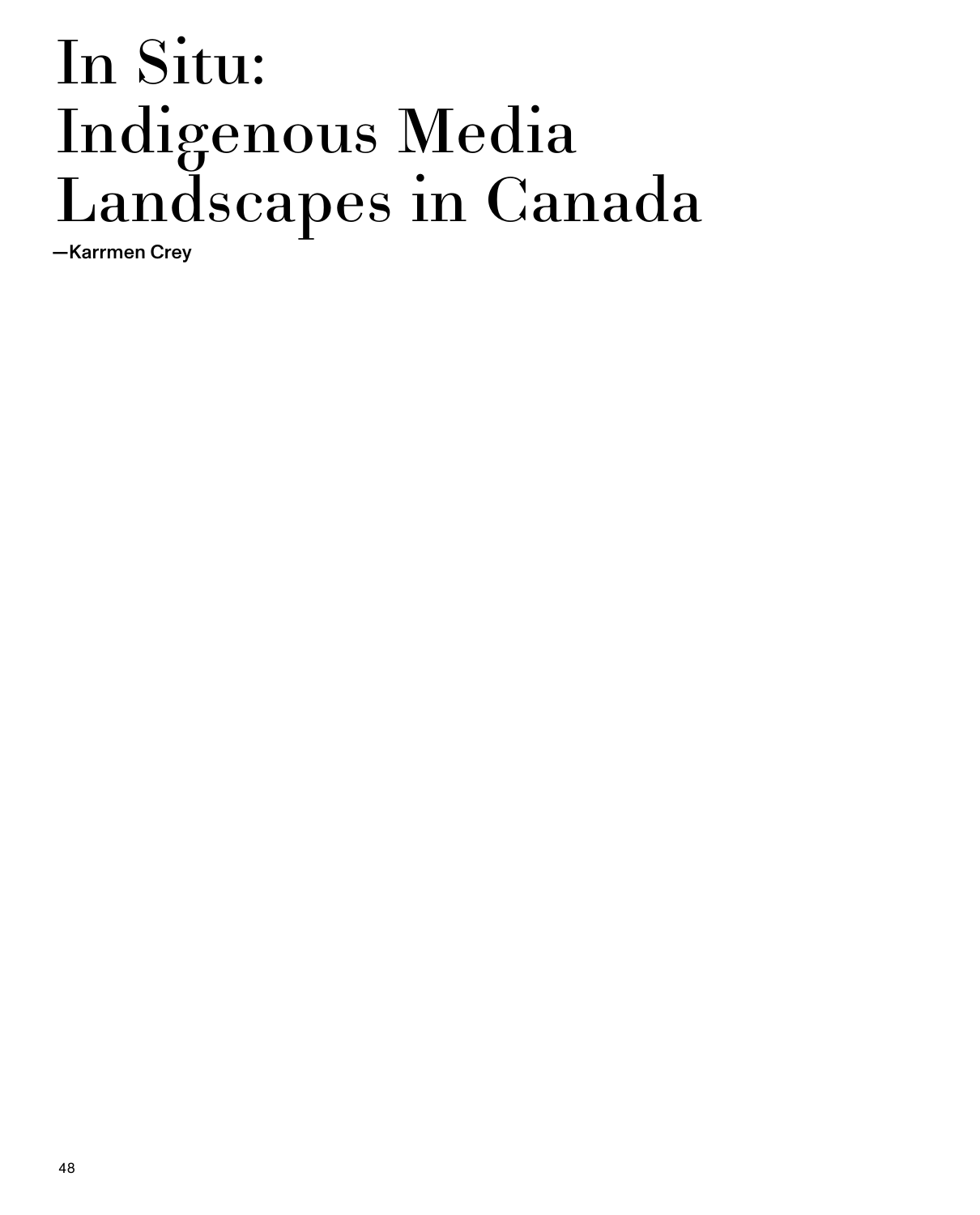# In Situ: Indigenous Media Landscapes in Canada

**—Karrmen Crey**